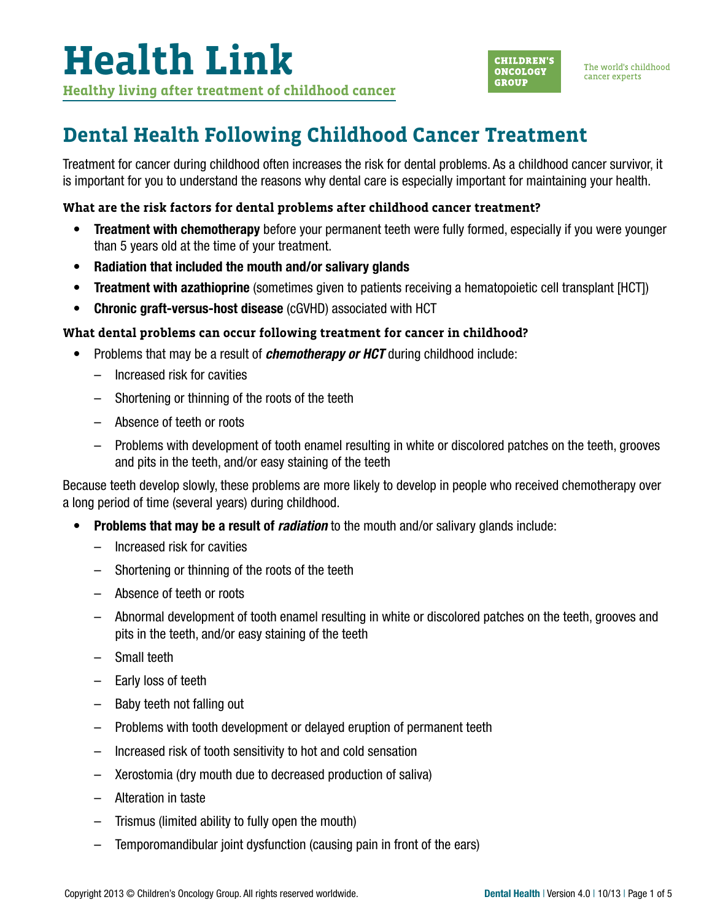# Health Link

**Healthy living after treatment of childhood cancer**

CHILDREN'S ONCOLOGY GROUP

The world's childhood cancer experts

## Dental Health Following Childhood Cancer Treatment

Treatment for cancer during childhood often increases the risk for dental problems. As a childhood cancer survivor, it is important for you to understand the reasons why dental care is especially important for maintaining your health.

### What are the risk factors for dental problems after childhood cancer treatment?

- **Treatment with chemotherapy** before your permanent teeth were fully formed, especially if you were younger than 5 years old at the time of your treatment.
- **Radiation that included the mouth and/or salivary glands**
- **Treatment with azathioprine** (sometimes given to patients receiving a hematopoietic cell transplant [HCT])
- **Chronic graft-versus-host disease** (cGVHD) associated with HCT

### What dental problems can occur following treatment for cancer in childhood?

- Problems that may be a result of ***chemotherapy or HCT*** during childhood include:
  - Increased risk for cavities
  - Shortening or thinning of the roots of the teeth
  - Absence of teeth or roots
  - Problems with development of tooth enamel resulting in white or discolored patches on the teeth, grooves and pits in the teeth, and/or easy staining of the teeth

Because teeth develop slowly, these problems are more likely to develop in people who received chemotherapy over a long period of time (several years) during childhood.

- **Problems that may be a result of *radiation*** to the mouth and/or salivary glands include:
  - Increased risk for cavities
  - Shortening or thinning of the roots of the teeth
  - Absence of teeth or roots
  - Abnormal development of tooth enamel resulting in white or discolored patches on the teeth, grooves and pits in the teeth, and/or easy staining of the teeth
  - Small teeth
  - Early loss of teeth
  - Baby teeth not falling out
  - Problems with tooth development or delayed eruption of permanent teeth
  - Increased risk of tooth sensitivity to hot and cold sensation
  - Xerostomia (dry mouth due to decreased production of saliva)
  - Alteration in taste
  - Trismus (limited ability to fully open the mouth)
  - Temporomandibular joint dysfunction (causing pain in front of the ears)

Copyright 2013 © Children's Oncology Group. All rights reserved worldwide.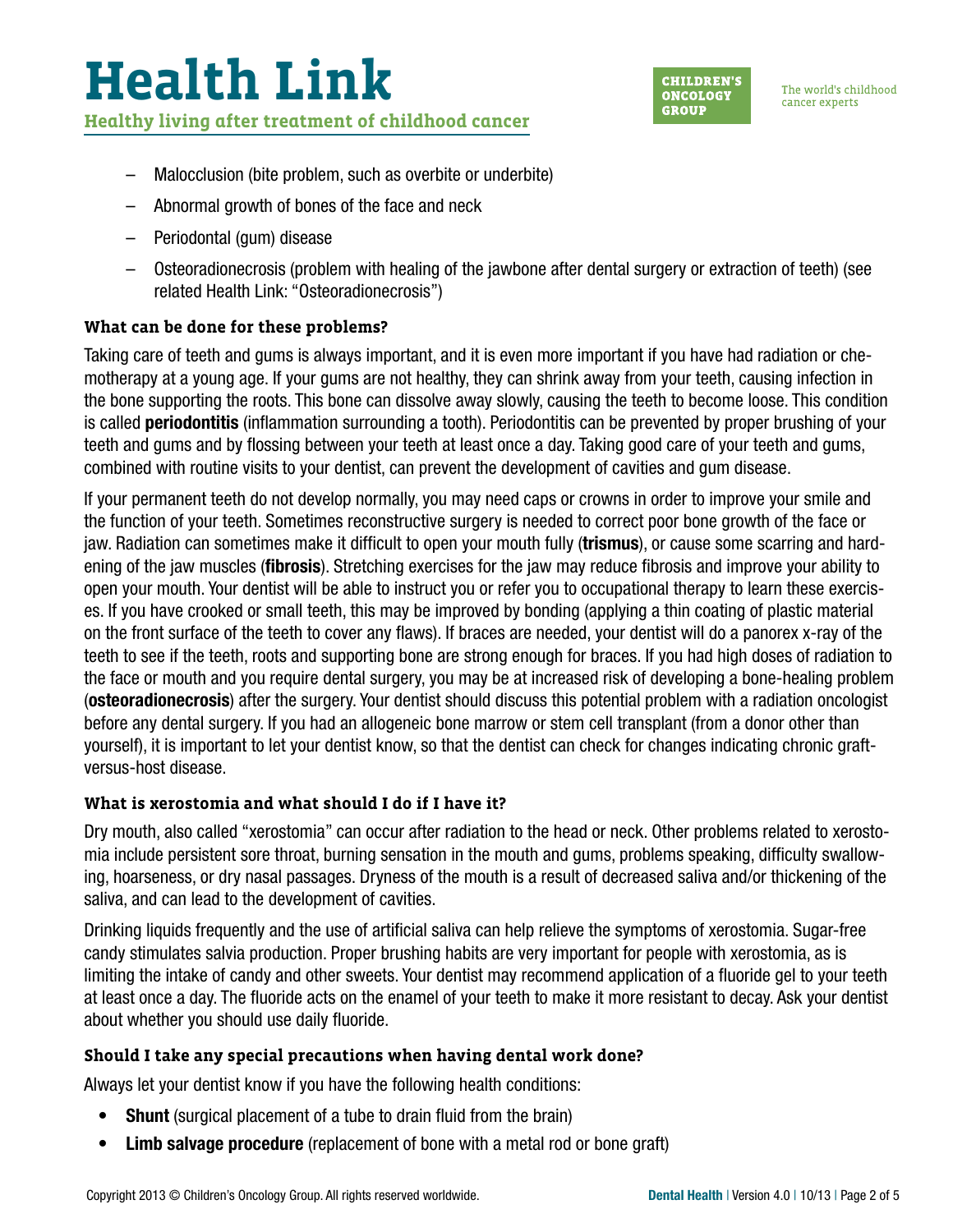- Malocclusion (bite problem, such as overbite or underbite)
- Abnormal growth of bones of the face and neck
- Periodontal (gum) disease
- Osteoradionecrosis (problem with healing of the jawbone after dental surgery or extraction of teeth) (see related Health Link: "Osteoradionecrosis")

### What can be done for these problems?

Taking care of teeth and gums is always important, and it is even more important if you have had radiation or chemotherapy at a young age. If your gums are not healthy, they can shrink away from your teeth, causing infection in the bone supporting the roots. This bone can dissolve away slowly, causing the teeth to become loose. This condition is called **periodontitis** (inflammation surrounding a tooth). Periodontitis can be prevented by proper brushing of your teeth and gums and by flossing between your teeth at least once a day. Taking good care of your teeth and gums, combined with routine visits to your dentist, can prevent the development of cavities and gum disease.

If your permanent teeth do not develop normally, you may need caps or crowns in order to improve your smile and the function of your teeth. Sometimes reconstructive surgery is needed to correct poor bone growth of the face or jaw. Radiation can sometimes make it difficult to open your mouth fully (**trismus**), or cause some scarring and hardening of the jaw muscles (**fibrosis**). Stretching exercises for the jaw may reduce fibrosis and improve your ability to open your mouth. Your dentist will be able to instruct you or refer you to occupational therapy to learn these exercises. If you have crooked or small teeth, this may be improved by bonding (applying a thin coating of plastic material on the front surface of the teeth to cover any flaws). If braces are needed, your dentist will do a panorex x-ray of the teeth to see if the teeth, roots and supporting bone are strong enough for braces. If you had high doses of radiation to the face or mouth and you require dental surgery, you may be at increased risk of developing a bone-healing problem (**osteoradionecrosis**) after the surgery. Your dentist should discuss this potential problem with a radiation oncologist before any dental surgery. If you had an allogeneic bone marrow or stem cell transplant (from a donor other than yourself), it is important to let your dentist know, so that the dentist can check for changes indicating chronic graft-versus-host disease.

### What is xerostomia and what should I do if I have it?

Dry mouth, also called "xerostomia" can occur after radiation to the head or neck. Other problems related to xerostomia include persistent sore throat, burning sensation in the mouth and gums, problems speaking, difficulty swallowing, hoarseness, or dry nasal passages. Dryness of the mouth is a result of decreased saliva and/or thickening of the saliva, and can lead to the development of cavities.

Drinking liquids frequently and the use of artificial saliva can help relieve the symptoms of xerostomia. Sugar-free candy stimulates salvia production. Proper brushing habits are very important for people with xerostomia, as is limiting the intake of candy and other sweets. Your dentist may recommend application of a fluoride gel to your teeth at least once a day. The fluoride acts on the enamel of your teeth to make it more resistant to decay. Ask your dentist about whether you should use daily fluoride.

### Should I take any special precautions when having dental work done?

Always let your dentist know if you have the following health conditions:

- **Shunt** (surgical placement of a tube to drain fluid from the brain)
- **Limb salvage procedure** (replacement of bone with a metal rod or bone graft)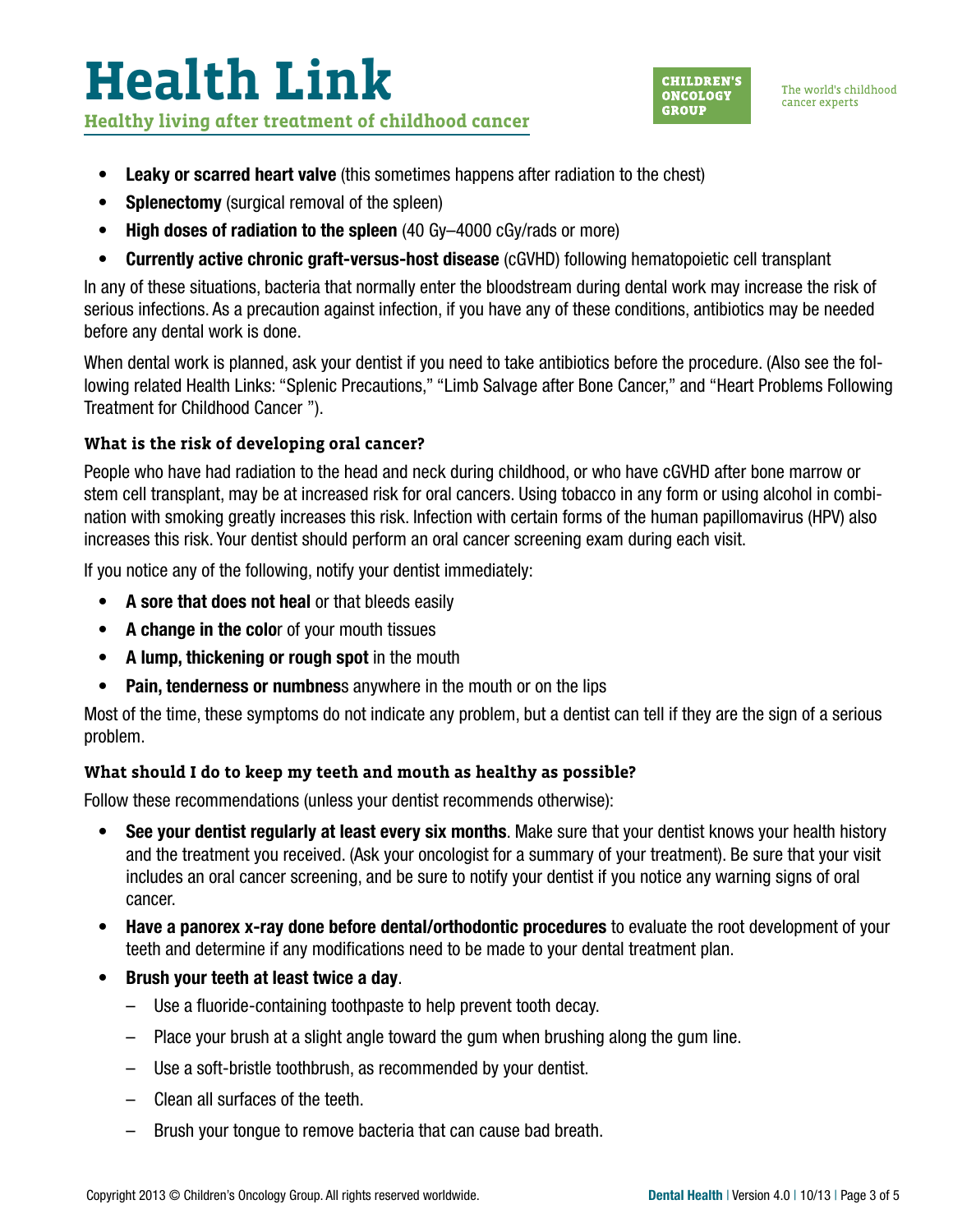- **Leaky or scarred heart valve** (this sometimes happens after radiation to the chest)
- **Splenectomy** (surgical removal of the spleen)
- **High doses of radiation to the spleen** (40 Gy–4000 cGy/rads or more)
- **Currently active chronic graft-versus-host disease** (cGVHD) following hematopoietic cell transplant

In any of these situations, bacteria that normally enter the bloodstream during dental work may increase the risk of serious infections. As a precaution against infection, if you have any of these conditions, antibiotics may be needed before any dental work is done.

When dental work is planned, ask your dentist if you need to take antibiotics before the procedure. (Also see the following related Health Links: "Splenic Precautions," "Limb Salvage after Bone Cancer," and "Heart Problems Following Treatment for Childhood Cancer ").

### What is the risk of developing oral cancer?

People who have had radiation to the head and neck during childhood, or who have cGVHD after bone marrow or stem cell transplant, may be at increased risk for oral cancers. Using tobacco in any form or using alcohol in combination with smoking greatly increases this risk. Infection with certain forms of the human papillomavirus (HPV) also increases this risk. Your dentist should perform an oral cancer screening exam during each visit.

If you notice any of the following, notify your dentist immediately:

- **A sore that does not heal** or that bleeds easily
- **A change in the colo**r of your mouth tissues
- **A lump, thickening or rough spot** in the mouth
- **Pain, tenderness or numbnes**s anywhere in the mouth or on the lips

Most of the time, these symptoms do not indicate any problem, but a dentist can tell if they are the sign of a serious problem.

### What should I do to keep my teeth and mouth as healthy as possible?

Follow these recommendations (unless your dentist recommends otherwise):

- **See your dentist regularly at least every six months**. Make sure that your dentist knows your health history and the treatment you received. (Ask your oncologist for a summary of your treatment). Be sure that your visit includes an oral cancer screening, and be sure to notify your dentist if you notice any warning signs of oral cancer.
- **Have a panorex x-ray done before dental/orthodontic procedures** to evaluate the root development of your teeth and determine if any modifications need to be made to your dental treatment plan.
- **Brush your teeth at least twice a day**.
  - Use a fluoride-containing toothpaste to help prevent tooth decay.
  - Place your brush at a slight angle toward the gum when brushing along the gum line.
  - Use a soft-bristle toothbrush, as recommended by your dentist.
  - Clean all surfaces of the teeth.
  - Brush your tongue to remove bacteria that can cause bad breath.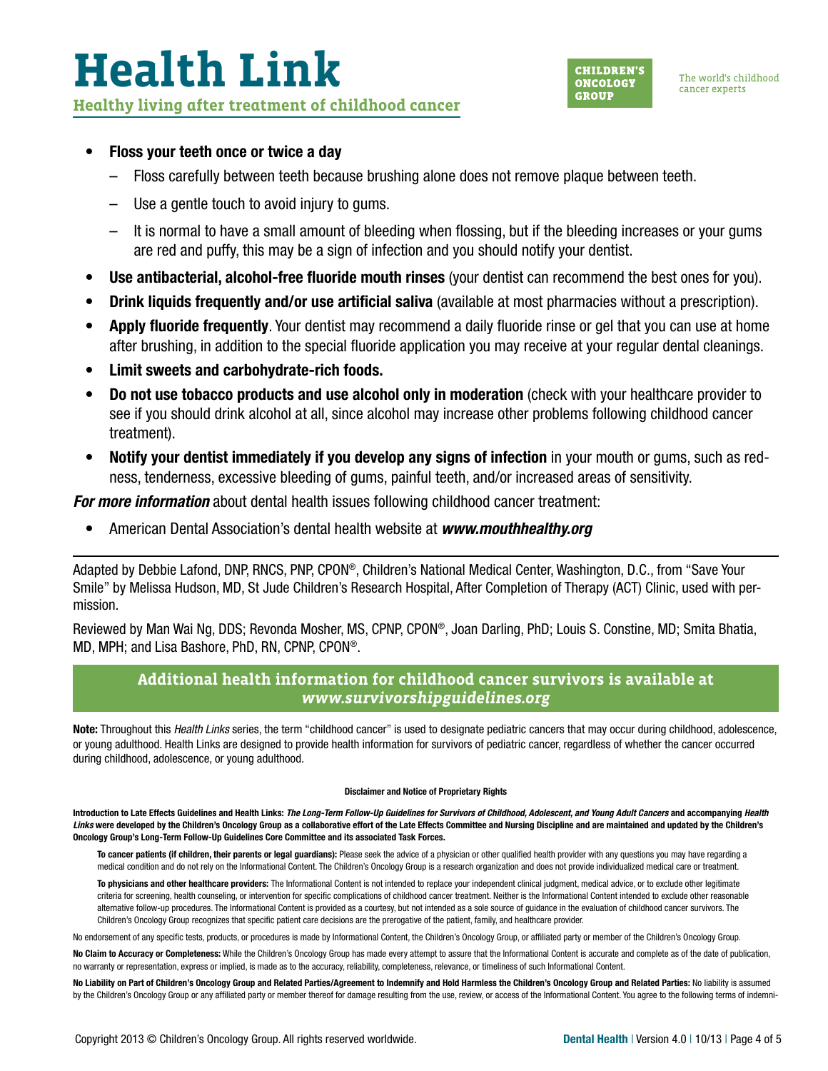- **Floss your teeth once or twice a day**
  - Floss carefully between teeth because brushing alone does not remove plaque between teeth.
  - Use a gentle touch to avoid injury to gums.
  - It is normal to have a small amount of bleeding when flossing, but if the bleeding increases or your gums are red and puffy, this may be a sign of infection and you should notify your dentist.
- **Use antibacterial, alcohol-free fluoride mouth rinses** (your dentist can recommend the best ones for you).
- **Drink liquids frequently and/or use artificial saliva** (available at most pharmacies without a prescription).
- **Apply fluoride frequently**. Your dentist may recommend a daily fluoride rinse or gel that you can use at home after brushing, in addition to the special fluoride application you may receive at your regular dental cleanings.
- **Limit sweets and carbohydrate-rich foods.**
- **Do not use tobacco products and use alcohol only in moderation** (check with your healthcare provider to see if you should drink alcohol at all, since alcohol may increase other problems following childhood cancer treatment).
- **Notify your dentist immediately if you develop any signs of infection** in your mouth or gums, such as redness, tenderness, excessive bleeding of gums, painful teeth, and/or increased areas of sensitivity.

***For more information*** about dental health issues following childhood cancer treatment:

- American Dental Association's dental health website at ***www.mouthhealthy.org***

---

Adapted by Debbie Lafond, DNP, RNCS, PNP, CPON®, Children's National Medical Center, Washington, D.C., from "Save Your Smile" by Melissa Hudson, MD, St Jude Children's Research Hospital, After Completion of Therapy (ACT) Clinic, used with permission.

Reviewed by Man Wai Ng, DDS; Revonda Mosher, MS, CPNP, CPON®, Joan Darling, PhD; Louis S. Constine, MD; Smita Bhatia, MD, MPH; and Lisa Bashore, PhD, RN, CPNP, CPON®.

**Additional health information for childhood cancer survivors is available at *www.survivorshipguidelines.org***

**Note:** Throughout this *Health Links* series, the term "childhood cancer" is used to designate pediatric cancers that may occur during childhood, adolescence, or young adulthood. Health Links are designed to provide health information for survivors of pediatric cancer, regardless of whether the cancer occurred during childhood, adolescence, or young adulthood.

**Disclaimer and Notice of Proprietary Rights**

**Introduction to Late Effects Guidelines and Health Links: *The Long-Term Follow-Up Guidelines for Survivors of Childhood, Adolescent, and Young Adult Cancers* and accompanying *Health Links* were developed by the Children's Oncology Group as a collaborative effort of the Late Effects Committee and Nursing Discipline and are maintained and updated by the Children's Oncology Group's Long-Term Follow-Up Guidelines Core Committee and its associated Task Forces.**

**To cancer patients (if children, their parents or legal guardians):** Please seek the advice of a physician or other qualified health provider with any questions you may have regarding a medical condition and do not rely on the Informational Content. The Children's Oncology Group is a research organization and does not provide individualized medical care or treatment.

**To physicians and other healthcare providers:** The Informational Content is not intended to replace your independent clinical judgment, medical advice, or to exclude other legitimate criteria for screening, health counseling, or intervention for specific complications of childhood cancer treatment. Neither is the Informational Content intended to exclude other reasonable alternative follow-up procedures. The Informational Content is provided as a courtesy, but not intended as a sole source of guidance in the evaluation of childhood cancer survivors. The Children's Oncology Group recognizes that specific patient care decisions are the prerogative of the patient, family, and healthcare provider.

No endorsement of any specific tests, products, or procedures is made by Informational Content, the Children's Oncology Group, or affiliated party or member of the Children's Oncology Group.

**No Claim to Accuracy or Completeness:** While the Children's Oncology Group has made every attempt to assure that the Informational Content is accurate and complete as of the date of publication, no warranty or representation, express or implied, is made as to the accuracy, reliability, completeness, relevance, or timeliness of such Informational Content.

**No Liability on Part of Children's Oncology Group and Related Parties/Agreement to Indemnify and Hold Harmless the Children's Oncology Group and Related Parties:** No liability is assumed by the Children's Oncology Group or any affiliated party or member thereof for damage resulting from the use, review, or access of the Informational Content. You agree to the following terms of indemni-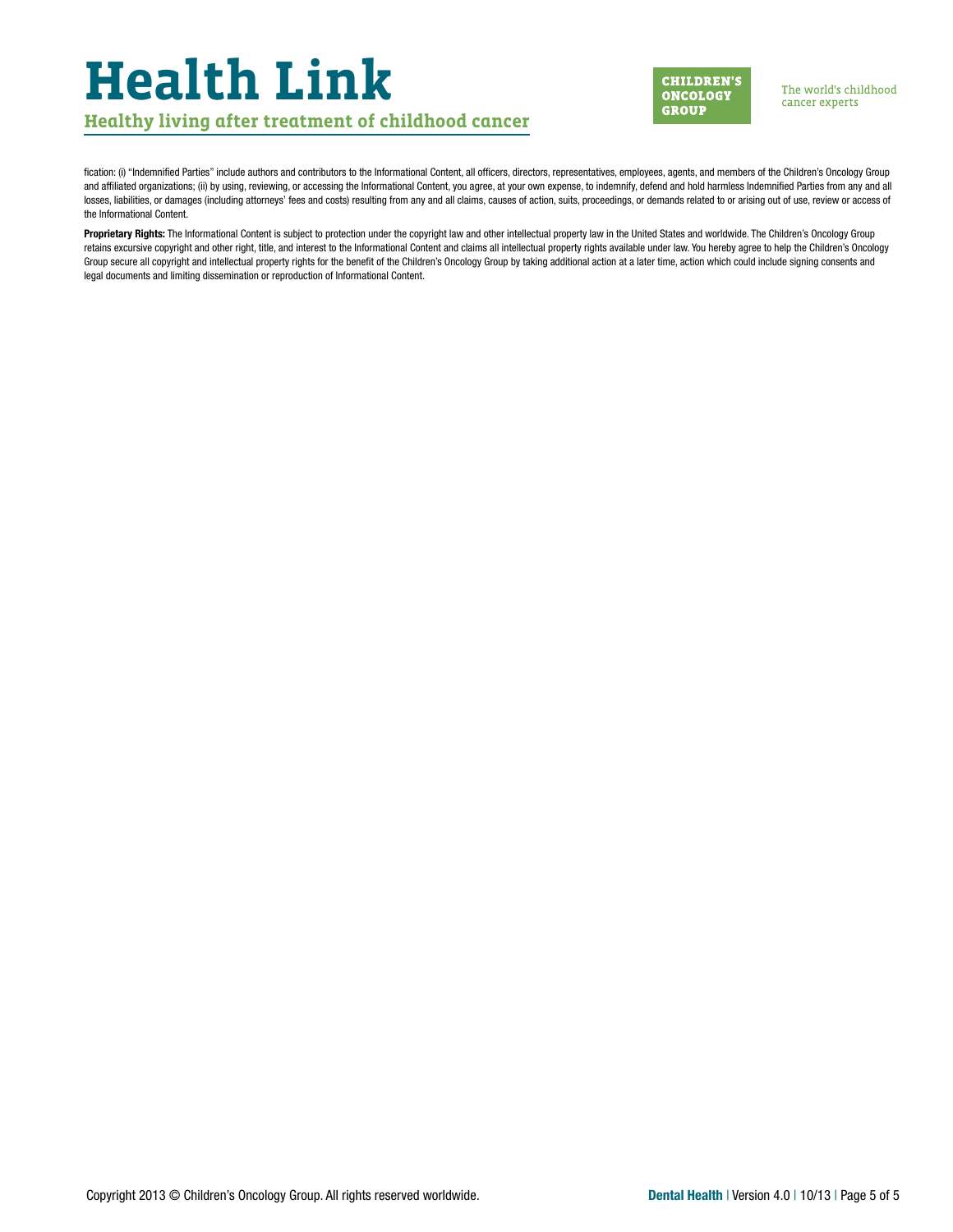fication: (i) "Indemnified Parties" include authors and contributors to the Informational Content, all officers, directors, representatives, employees, agents, and members of the Children's Oncology Group and affiliated organizations; (ii) by using, reviewing, or accessing the Informational Content, you agree, at your own expense, to indemnify, defend and hold harmless Indemnified Parties from any and all losses, liabilities, or damages (including attorneys' fees and costs) resulting from any and all claims, causes of action, suits, proceedings, or demands related to or arising out of use, review or access of the Informational Content.

**Proprietary Rights:** The Informational Content is subject to protection under the copyright law and other intellectual property law in the United States and worldwide. The Children's Oncology Group retains excursive copyright and other right, title, and interest to the Informational Content and claims all intellectual property rights available under law. You hereby agree to help the Children's Oncology Group secure all copyright and intellectual property rights for the benefit of the Children's Oncology Group by taking additional action at a later time, action which could include signing consents and legal documents and limiting dissemination or reproduction of Informational Content.